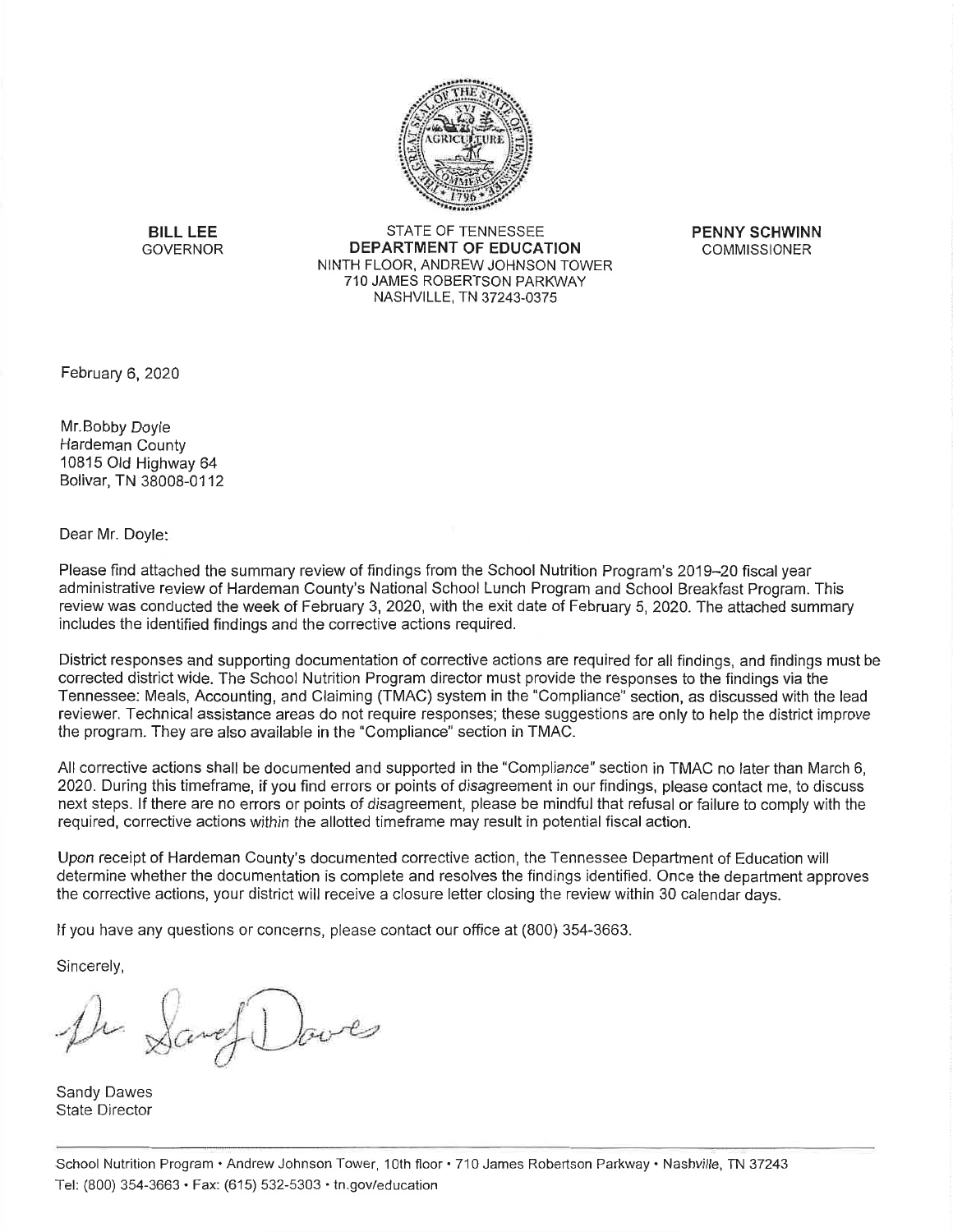**BILL LEE**
GOVERNOR

STATE OF TENNESSEE
**DEPARTMENT OF EDUCATION**
NINTH FLOOR, ANDREW JOHNSON TOWER
710 JAMES ROBERTSON PARKWAY
NASHVILLE, TN 37243-0375

**PENNY SCHWINN**
COMMISSIONER

February 6, 2020

Mr.Bobby Doyle
Hardeman County
10815 Old Highway 64
Bolivar, TN 38008-0112

Dear Mr. Doyle:

Please find attached the summary review of findings from the School Nutrition Program's 2019–20 fiscal year administrative review of Hardeman County's National School Lunch Program and School Breakfast Program. This review was conducted the week of February 3, 2020, with the exit date of February 5, 2020. The attached summary includes the identified findings and the corrective actions required.

District responses and supporting documentation of corrective actions are required for all findings, and findings must be corrected district wide. The School Nutrition Program director must provide the responses to the findings via the Tennessee: Meals, Accounting, and Claiming (TMAC) system in the "Compliance" section, as discussed with the lead reviewer. Technical assistance areas do not require responses; these suggestions are only to help the district improve the program. They are also available in the "Compliance" section in TMAC.

All corrective actions shall be documented and supported in the "Compliance" section in TMAC no later than March 6, 2020. During this timeframe, if you find errors or points of disagreement in our findings, please contact me, to discuss next steps. If there are no errors or points of disagreement, please be mindful that refusal or failure to comply with the required, corrective actions within the allotted timeframe may result in potential fiscal action.

Upon receipt of Hardeman County's documented corrective action, the Tennessee Department of Education will determine whether the documentation is complete and resolves the findings identified. Once the department approves the corrective actions, your district will receive a closure letter closing the review within 30 calendar days.

If you have any questions or concerns, please contact our office at (800) 354-3663.

Sincerely,

Sandy Dawes
State Director

School Nutrition Program • Andrew Johnson Tower, 10th floor • 710 James Robertson Parkway • Nashville, TN 37243
Tel: (800) 354-3663 • Fax: (615) 532-5303 • tn.gov/education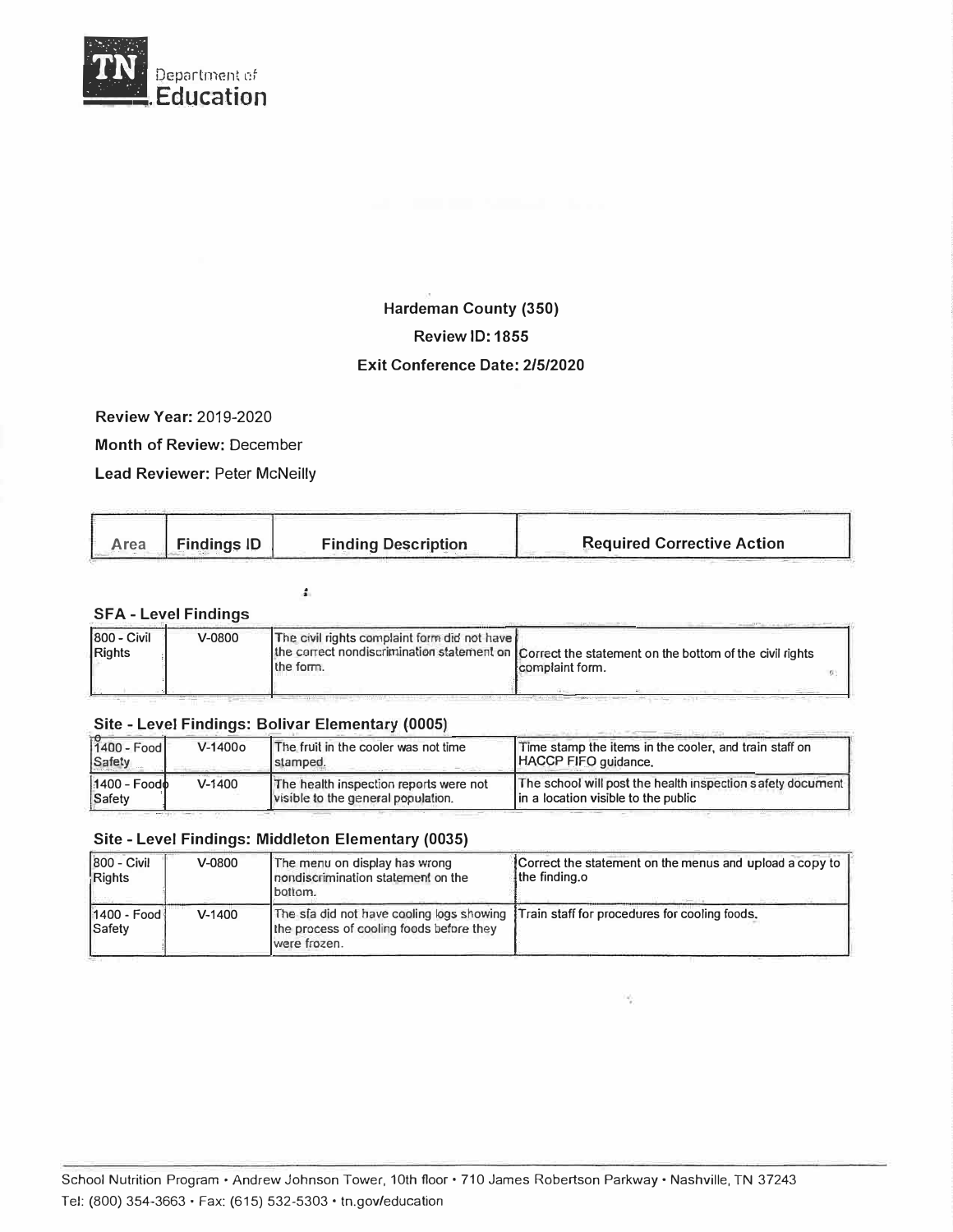TN Department of Education

**Hardeman County (350)**

**Review ID: 1855**

**Exit Conference Date: 2/5/2020**

**Review Year:** 2019-2020

**Month of Review:** December

**Lead Reviewer:** Peter McNeilly

| Area | Findings ID | Finding Description | Required Corrective Action |
|---|---|---|---|
| **SFA - Level Findings** | | | |
| 800 - Civil Rights | V-0800 | The civil rights complaint form did not have the correct nondiscrimination statement on the form. | Correct the statement on the bottom of the civil rights complaint form. |
| **Site - Level Findings: Bolivar Elementary (0005)** | | | |
| 1400 - Food Safety | V-1400o | The fruit in the cooler was not time stamped. | Time stamp the items in the cooler, and train staff on HACCP FIFO guidance. |
| 1400 - Food Safety | V-1400 | The health inspection reports were not visible to the general population. | The school will post the health inspection safety document in a location visible to the public |
| **Site - Level Findings: Middleton Elementary (0035)** | | | |
| 800 - Civil Rights | V-0800 | The menu on display has wrong nondiscrimination statement on the bottom. | Correct the statement on the menus and upload a copy to the finding.o |
| 1400 - Food Safety | V-1400 | The sfa did not have cooling logs showing the process of cooling foods before they were frozen. | Train staff for procedures for cooling foods. |

School Nutrition Program • Andrew Johnson Tower, 10th floor • 710 James Robertson Parkway • Nashville, TN 37243
Tel: (800) 354-3663 • Fax: (615) 532-5303 • tn.gov/education